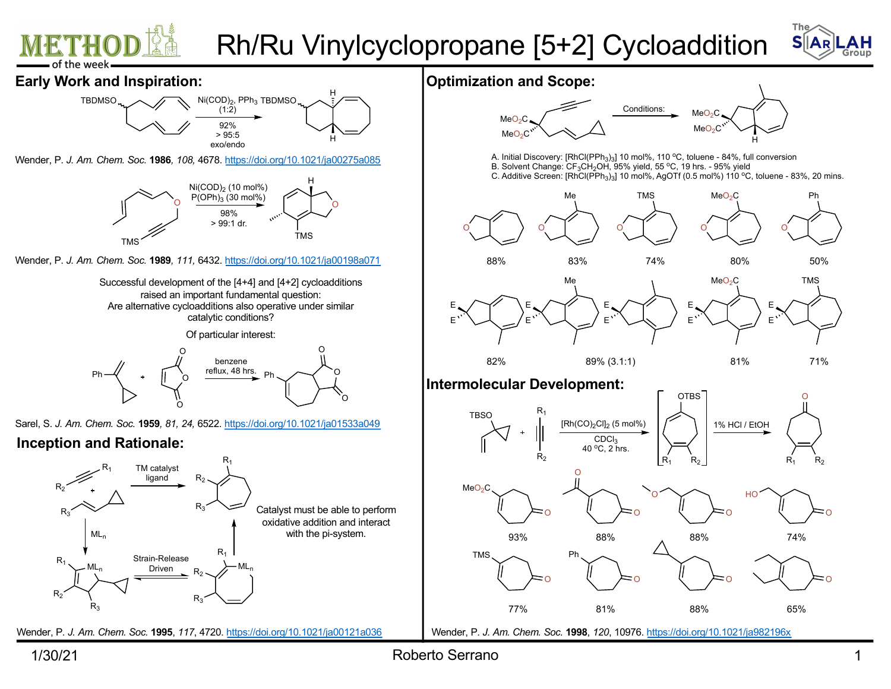# Rh/Ru Vinylcyclopropane [5+2] Cycloaddition

## Early Work and Inspiration:

TBDMSO — $Ni(COD)_2$, $PPh_3$ (1:2) — 92%, > 95:5 exo/endo — TBDMSO

Wender, P. *J. Am. Chem. Soc.* **1986**, *108*, 4678. https://doi.org/10.1021/ja00275a085

$Ni(COD)_2$ (10 mol%), $P(OPh)_3$ (30 mol%) — 98%, > 99:1 dr.

TMS — TMS

Wender, P. *J. Am. Chem. Soc.* **1989**, *111*, 6432. https://doi.org/10.1021/ja00198a071

Successful development of the [4+4] and [4+2] cycloadditions raised an important fundamental question: Are alternative cycloadditions also operative under similar catalytic conditions?

Of particular interest:

Ph + (maleic anhydride) — benzene reflux, 48 hrs. — Ph

Sarel, S. *J. Am. Chem. Soc.* **1959**, *81*, *24*, 6522. https://doi.org/10.1021/ja01533a049

## Inception and Rationale:

$R_1$, $R_2$, $R_3$ — TM catalyst ligand — $MLn$ — Strain-Release Driven

Catalyst must be able to perform oxidative addition and interact with the pi-system.

Wender, P. *J. Am. Chem. Soc.* **1995**, *117*, 4720. https://doi.org/10.1021/ja00121a036

## Optimization and Scope:

$MeO_2C$, $MeO_2C$ — Conditions: — $MeO_2C$, $MeO_2C$

A. Initial Discovery: $[RhCl(PPh_3)_3]$ 10 mol%, 110 °C, toluene - 84%, full conversion
B. Solvent Change: $CF_3CH_2OH$, 95% yield, 55 °C, 19 hrs. - 95% yield
C. Additive Screen: $[RhCl(PPh_3)_3]$ 10 mol%, AgOTf (0.5 mol%) 110 °C, toluene - 83%, 20 mins.

| H | Me | TMS | $MeO_2C$ | Ph |
|---|---|---|---|---|
| 88% | 83% | 74% | 80% | 50% |

| E,E | E,E (Me) | E,E | E,E ($MeO_2C$) | E,E (TMS) |
|---|---|---|---|---|
| 82% | 89% (3.1:1) | | 81% | 71% |

## Intermolecular Development:

TBSO + $R_1$/$R_2$ alkyne — $[Rh(CO)_2Cl]_2$ (5 mol%), $CDCl_3$, 40 °C, 2 hrs. — [OTBS intermediate] — 1% HCl / EtOH — $R_1$, $R_2$ cycloheptenone

| $MeO_2C$ | acetyl | MeOCH$_2$ | HOCH$_2$ |
|---|---|---|---|
| 93% | 88% | 88% | 74% |

| TMS | Ph | cyclopropyl | diethyl |
|---|---|---|---|
| 77% | 81% | 88% | 65% |

Wender, P. *J. Am. Chem. Soc.* **1998**, *120*, 10976. https://doi.org/10.1021/ja982196x

1/30/21 Roberto Serrano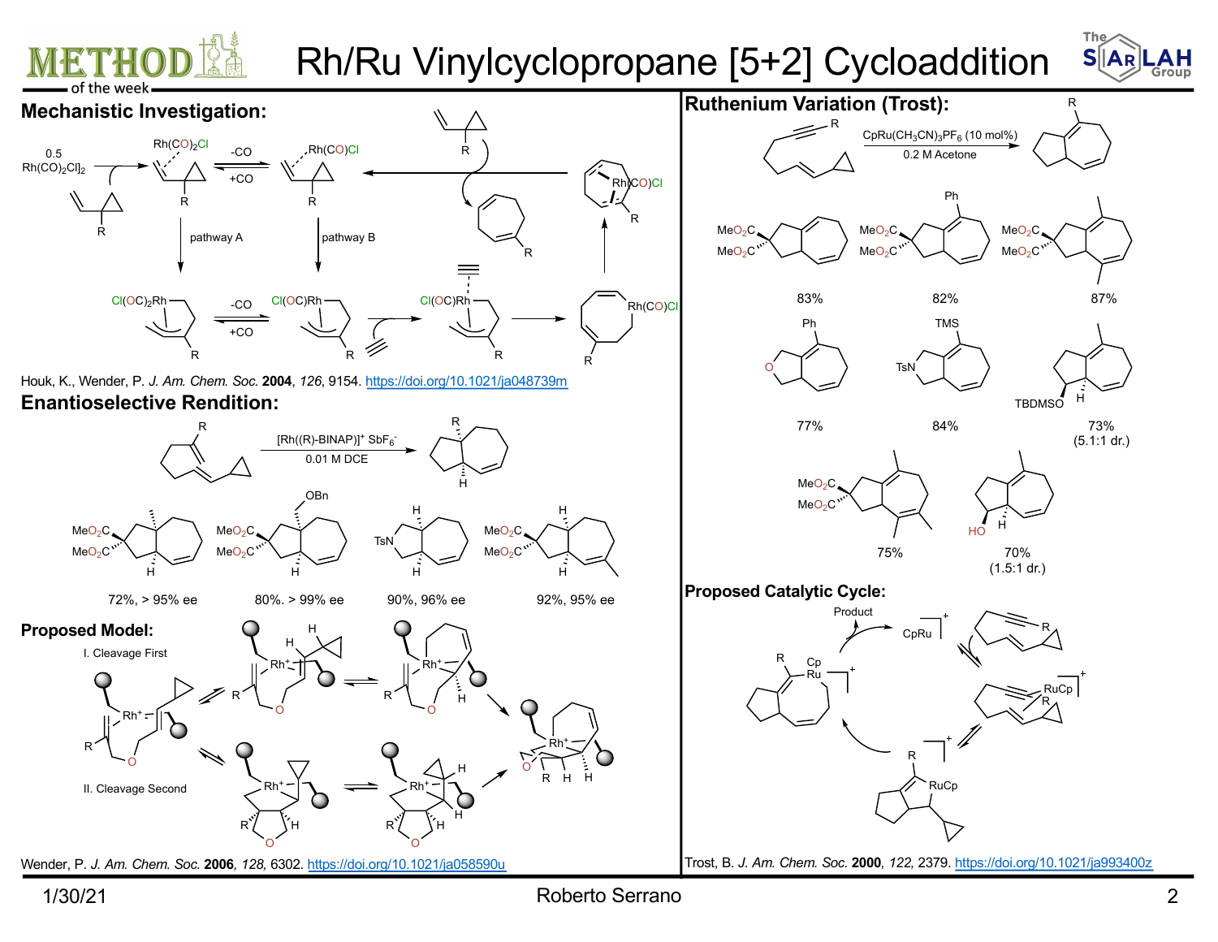# Rh/Ru Vinylcyclopropane [5+2] Cycloaddition

## Mechanistic Investigation:

0.5 $Rh(CO)_2Cl]_2$

$Rh(CO)_2Cl$ — -CO / +CO — Rh(CO)Cl

pathway A

pathway B

$Cl(OC)_2Rh$ — -CO / +CO — Cl(OC)Rh

Cl(OC)Rh

Rh(CO)Cl

Houk, K., Wender, P. *J. Am. Chem. Soc.* **2004**, *126*, 9154. https://doi.org/10.1021/ja048739m

## Enantioselective Rendition:

$[Rh((R)\text{-BINAP})]^+ SbF_6^-$

0.01 M DCE

72%, > 95% ee

80%. > 99% ee

90%, 96% ee

92%, 95% ee

## Proposed Model:

I. Cleavage First

II. Cleavage Second

Wender, P. *J. Am. Chem. Soc.* **2006**, *128*, 6302. https://doi.org/10.1021/ja058590u

## Ruthenium Variation (Trost):

$CpRu(CH_3CN)_3PF_6$ (10 mol%)

0.2 M Acetone

83%

82%

87%

77%

84%

73% (5.1:1 dr.)

75%

70% (1.5:1 dr.)

## Proposed Catalytic Cycle:

Product

CpRu

Trost, B. *J. Am. Chem. Soc.* **2000**, *122*, 2379. https://doi.org/10.1021/ja993400z

1/30/21

Roberto Serrano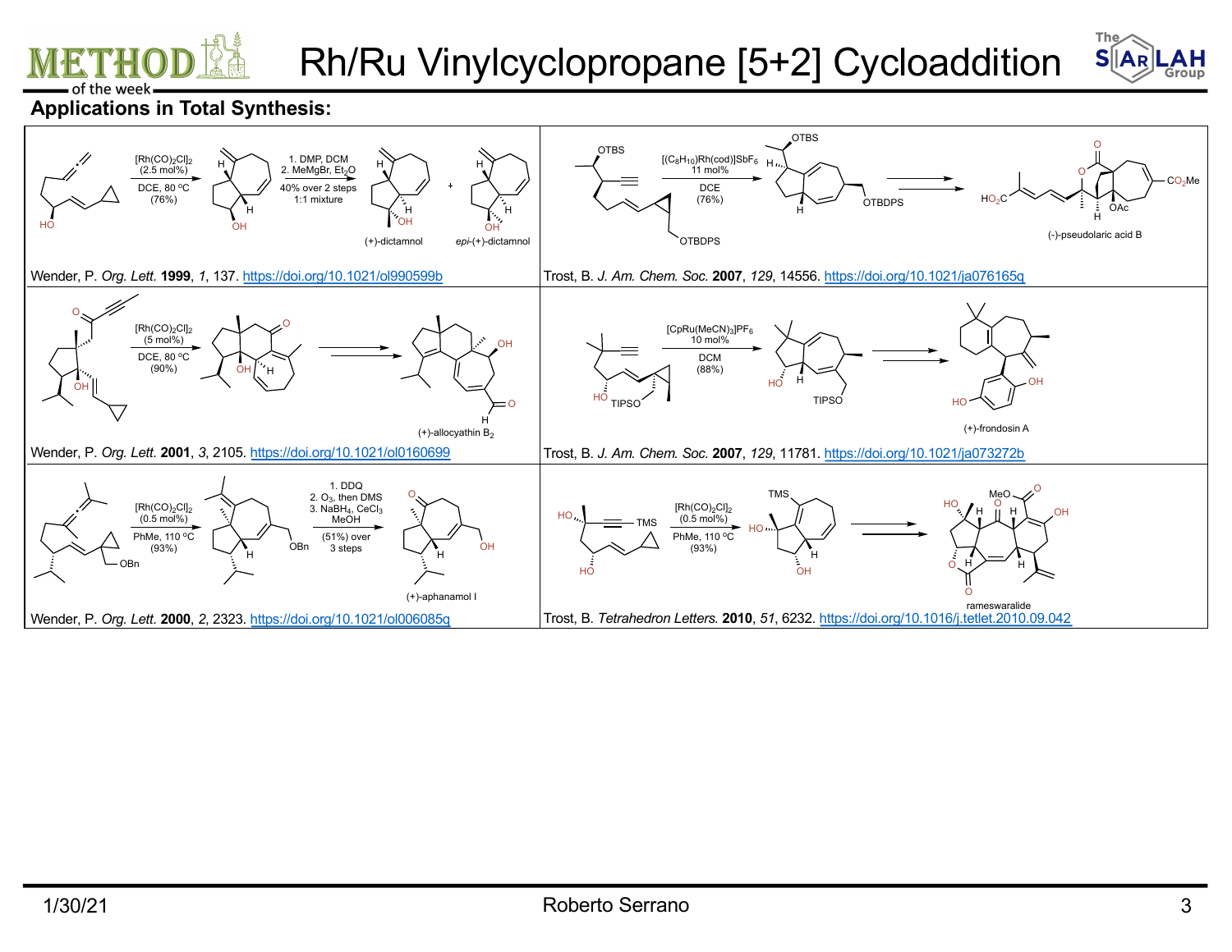# Rh/Ru Vinylcyclopropane [5+2] Cycloaddition

## Applications in Total Synthesis:

$[Rh(CO)_2Cl]_2$ (2.5 mol%)
DCE, 80 °C
(76%)

1. DMP, DCM
2. MeMgBr, $Et_2O$
40% over 2 steps
1:1 mixture

(+)-dictamnol
*epi*-(+)-dictamnol

Wender, P. *Org. Lett.* **1999**, *1*, 137. https://doi.org/10.1021/ol990599b

$[(C_8H_{10})Rh(cod)]SbF_6$
11 mol%
DCE
(76%)

(-)-pseudolaric acid B

Trost, B. *J. Am. Chem. Soc.* **2007**, *129*, 14556. https://doi.org/10.1021/ja076165q

$[Rh(CO)_2Cl]_2$
(5 mol%)
DCE, 80 °C
(90%)

(+)-allocyathin $B_2$

Wender, P. *Org. Lett.* **2001**, *3*, 2105. https://doi.org/10.1021/ol0160699

$[CpRu(MeCN)_3]PF_6$
10 mol%
DCM
(88%)

(+)-frondosin A

Trost, B. *J. Am. Chem. Soc.* **2007**, *129*, 11781. https://doi.org/10.1021/ja073272b

$[Rh(CO)_2Cl]_2$
(0.5 mol%)
PhMe, 110 °C
(93%)

1. DDQ
2. $O_3$, then DMS
3. $NaBH_4$, $CeCl_3$
MeOH
(51%) over
3 steps

(+)-aphanamol I

Wender, P. *Org. Lett.* **2000**, *2*, 2323. https://doi.org/10.1021/ol006085q

$[Rh(CO)_2Cl]_2$
(0.5 mol%)
PhMe, 110 °C
(93%)

rameswaralide

Trost, B. *Tetrahedron Letters.* **2010**, *51*, 6232. https://doi.org/10.1016/j.tetlet.2010.09.042